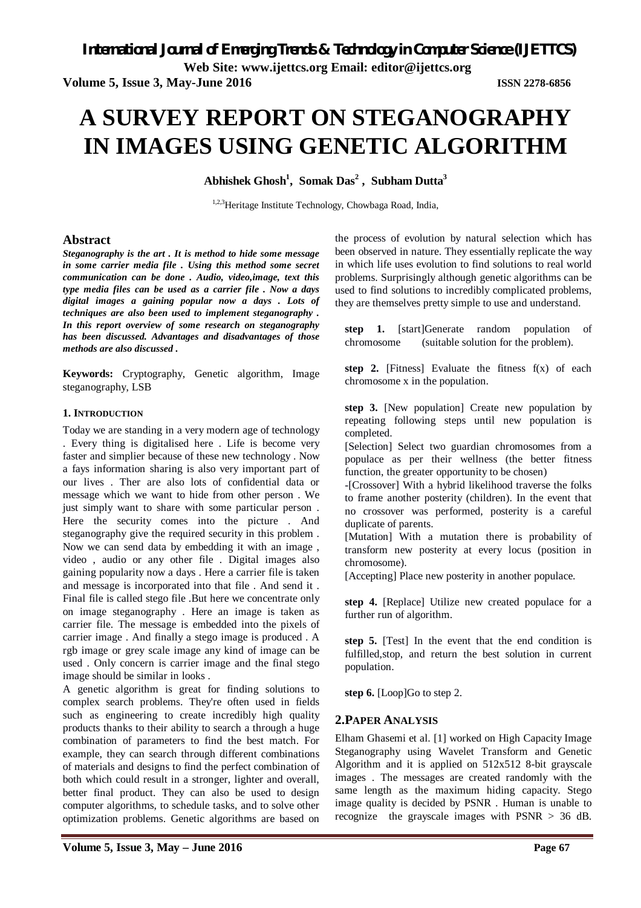# A SURVEY REPORT ON STEGANOGRAPHY IN IMAGES USING GENETIC ALGORITHM

**Abhishek Ghosh[1], Somak Das[2], Subham Dutta[3]**

[1,2,3]Heritage Institute Technology, Chowbaga Road, India,

## Abstract

***Steganography is the art . It is method to hide some message in some carrier media file . Using this method some secret communication can be done . Audio, video,image, text this type media files can be used as a carrier file . Now a days digital images a gaining popular now a days . Lots of techniques are also been used to implement steganography . In this report overview of some research on steganography has been discussed. Advantages and disadvantages of those methods are also discussed .***

**Keywords:** Cryptography, Genetic algorithm, Image steganography, LSB

### 1. INTRODUCTION

Today we are standing in a very modern age of technology . Every thing is digitalised here . Life is become very faster and simplier because of these new technology . Now a fays information sharing is also very important part of our lives . Ther are also lots of confidential data or message which we want to hide from other person . We just simply want to share with some particular person . Here the security comes into the picture . And steganography give the required security in this problem . Now we can send data by embedding it with an image , video , audio or any other file . Digital images also gaining popularity now a days . Here a carrier file is taken and message is incorporated into that file . And send it . Final file is called stego file .But here we concentrate only on image steganography . Here an image is taken as carrier file. The message is embedded into the pixels of carrier image . And finally a stego image is produced . A rgb image or grey scale image any kind of image can be used . Only concern is carrier image and the final stego image should be similar in looks .

A genetic algorithm is great for finding solutions to complex search problems. They're often used in fields such as engineering to create incredibly high quality products thanks to their ability to search a through a huge combination of parameters to find the best match. For example, they can search through different combinations of materials and designs to find the perfect combination of both which could result in a stronger, lighter and overall, better final product. They can also be used to design computer algorithms, to schedule tasks, and to solve other optimization problems. Genetic algorithms are based on the process of evolution by natural selection which has been observed in nature. They essentially replicate the way in which life uses evolution to find solutions to real world problems. Surprisingly although genetic algorithms can be used to find solutions to incredibly complicated problems, they are themselves pretty simple to use and understand.

**step 1.** [start]Generate random population of chromosome (suitable solution for the problem).

**step 2.** [Fitness] Evaluate the fitness f(x) of each chromosome x in the population.

**step 3.** [New population] Create new population by repeating following steps until new population is completed.

[Selection] Select two guardian chromosomes from a populace as per their wellness (the better fitness function, the greater opportunity to be chosen)

-[Crossover] With a hybrid likelihood traverse the folks to frame another posterity (children). In the event that no crossover was performed, posterity is a careful duplicate of parents.

[Mutation] With a mutation there is probability of transform new posterity at every locus (position in chromosome).

[Accepting] Place new posterity in another populace.

**step 4.** [Replace] Utilize new created populace for a further run of algorithm.

**step 5.** [Test] In the event that the end condition is fulfilled,stop, and return the best solution in current population.

**step 6.** [Loop]Go to step 2.

## 2. PAPER ANALYSIS

Elham Ghasemi et al. [1] worked on High Capacity Image Steganography using Wavelet Transform and Genetic Algorithm and it is applied on 512x512 8-bit grayscale images . The messages are created randomly with the same length as the maximum hiding capacity. Stego image quality is decided by PSNR . Human is unable to recognize the grayscale images with PSNR > 36 dB.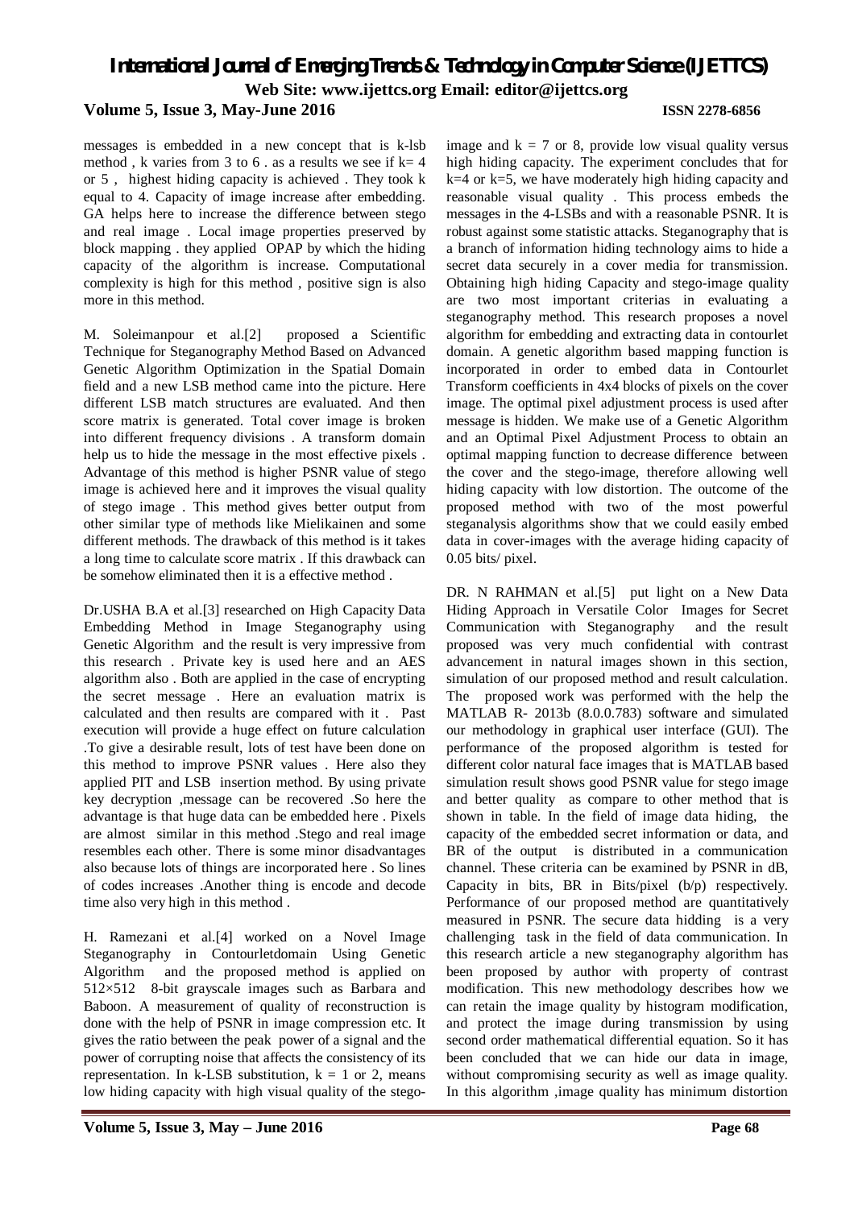messages is embedded in a new concept that is k-lsb method , k varies from 3 to 6 . as a results we see if k= 4 or 5 , highest hiding capacity is achieved . They took k equal to 4. Capacity of image increase after embedding. GA helps here to increase the difference between stego and real image . Local image properties preserved by block mapping . they applied OPAP by which the hiding capacity of the algorithm is increase. Computational complexity is high for this method , positive sign is also more in this method.

M. Soleimanpour et al.[2] proposed a Scientific Technique for Steganography Method Based on Advanced Genetic Algorithm Optimization in the Spatial Domain field and a new LSB method came into the picture. Here different LSB match structures are evaluated. And then score matrix is generated. Total cover image is broken into different frequency divisions . A transform domain help us to hide the message in the most effective pixels . Advantage of this method is higher PSNR value of stego image is achieved here and it improves the visual quality of stego image . This method gives better output from other similar type of methods like Mielikainen and some different methods. The drawback of this method is it takes a long time to calculate score matrix . If this drawback can be somehow eliminated then it is a effective method .

Dr.USHA B.A et al.[3] researched on High Capacity Data Embedding Method in Image Steganography using Genetic Algorithm and the result is very impressive from this research . Private key is used here and an AES algorithm also . Both are applied in the case of encrypting the secret message . Here an evaluation matrix is calculated and then results are compared with it . Past execution will provide a huge effect on future calculation .To give a desirable result, lots of test have been done on this method to improve PSNR values . Here also they applied PIT and LSB insertion method. By using private key decryption ,message can be recovered .So here the advantage is that huge data can be embedded here . Pixels are almost similar in this method .Stego and real image resembles each other. There is some minor disadvantages also because lots of things are incorporated here . So lines of codes increases .Another thing is encode and decode time also very high in this method .

H. Ramezani et al.[4] worked on a Novel Image Steganography in Contourletdomain Using Genetic Algorithm and the proposed method is applied on 512×512 8-bit grayscale images such as Barbara and Baboon. A measurement of quality of reconstruction is done with the help of PSNR in image compression etc. It gives the ratio between the peak power of a signal and the power of corrupting noise that affects the consistency of its representation. In k-LSB substitution, k = 1 or 2, means low hiding capacity with high visual quality of the stego-image and k = 7 or 8, provide low visual quality versus high hiding capacity. The experiment concludes that for k=4 or k=5, we have moderately high hiding capacity and reasonable visual quality . This process embeds the messages in the 4-LSBs and with a reasonable PSNR. It is robust against some statistic attacks. Steganography that is a branch of information hiding technology aims to hide a secret data securely in a cover media for transmission. Obtaining high hiding Capacity and stego-image quality are two most important criterias in evaluating a steganography method. This research proposes a novel algorithm for embedding and extracting data in contourlet domain. A genetic algorithm based mapping function is incorporated in order to embed data in Contourlet Transform coefficients in 4x4 blocks of pixels on the cover image. The optimal pixel adjustment process is used after message is hidden. We make use of a Genetic Algorithm and an Optimal Pixel Adjustment Process to obtain an optimal mapping function to decrease difference between the cover and the stego-image, therefore allowing well hiding capacity with low distortion. The outcome of the proposed method with two of the most powerful steganalysis algorithms show that we could easily embed data in cover-images with the average hiding capacity of 0.05 bits/ pixel.

DR. N RAHMAN et al.[5] put light on a New Data Hiding Approach in Versatile Color Images for Secret Communication with Steganography and the result proposed was very much confidential with contrast advancement in natural images shown in this section, simulation of our proposed method and result calculation. The proposed work was performed with the help the MATLAB R- 2013b (8.0.0.783) software and simulated our methodology in graphical user interface (GUI). The performance of the proposed algorithm is tested for different color natural face images that is MATLAB based simulation result shows good PSNR value for stego image and better quality as compare to other method that is shown in table. In the field of image data hiding, the capacity of the embedded secret information or data, and BR of the output is distributed in a communication channel. These criteria can be examined by PSNR in dB, Capacity in bits, BR in Bits/pixel (b/p) respectively. Performance of our proposed method are quantitatively measured in PSNR. The secure data hidding is a very challenging task in the field of data communication. In this research article a new steganography algorithm has been proposed by author with property of contrast modification. This new methodology describes how we can retain the image quality by histogram modification, and protect the image during transmission by using second order mathematical differential equation. So it has been concluded that we can hide our data in image, without compromising security as well as image quality. In this algorithm ,image quality has minimum distortion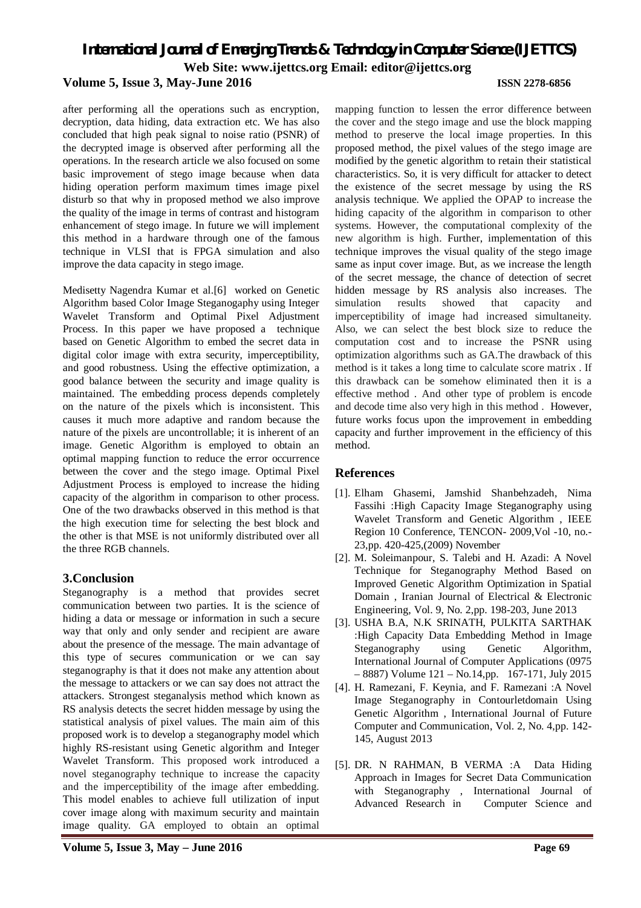after performing all the operations such as encryption, decryption, data hiding, data extraction etc. We has also concluded that high peak signal to noise ratio (PSNR) of the decrypted image is observed after performing all the operations. In the research article we also focused on some basic improvement of stego image because when data hiding operation perform maximum times image pixel disturb so that why in proposed method we also improve the quality of the image in terms of contrast and histogram enhancement of stego image. In future we will implement this method in a hardware through one of the famous technique in VLSI that is FPGA simulation and also improve the data capacity in stego image.

Medisetty Nagendra Kumar et al.[6] worked on Genetic Algorithm based Color Image Steganogaphy using Integer Wavelet Transform and Optimal Pixel Adjustment Process. In this paper we have proposed a technique based on Genetic Algorithm to embed the secret data in digital color image with extra security, imperceptibility, and good robustness. Using the effective optimization, a good balance between the security and image quality is maintained. The embedding process depends completely on the nature of the pixels which is inconsistent. This causes it much more adaptive and random because the nature of the pixels are uncontrollable; it is inherent of an image. Genetic Algorithm is employed to obtain an optimal mapping function to reduce the error occurrence between the cover and the stego image. Optimal Pixel Adjustment Process is employed to increase the hiding capacity of the algorithm in comparison to other process. One of the two drawbacks observed in this method is that the high execution time for selecting the best block and the other is that MSE is not uniformly distributed over all the three RGB channels.

## 3.Conclusion

Steganography is a method that provides secret communication between two parties. It is the science of hiding a data or message or information in such a secure way that only and only sender and recipient are aware about the presence of the message. The main advantage of this type of secures communication or we can say steganography is that it does not make any attention about the message to attackers or we can say does not attract the attackers. Strongest steganalysis method which known as RS analysis detects the secret hidden message by using the statistical analysis of pixel values. The main aim of this proposed work is to develop a steganography model which highly RS-resistant using Genetic algorithm and Integer Wavelet Transform. This proposed work introduced a novel steganography technique to increase the capacity and the imperceptibility of the image after embedding. This model enables to achieve full utilization of input cover image along with maximum security and maintain image quality. GA employed to obtain an optimal mapping function to lessen the error difference between the cover and the stego image and use the block mapping method to preserve the local image properties. In this proposed method, the pixel values of the stego image are modified by the genetic algorithm to retain their statistical characteristics. So, it is very difficult for attacker to detect the existence of the secret message by using the RS analysis technique. We applied the OPAP to increase the hiding capacity of the algorithm in comparison to other systems. However, the computational complexity of the new algorithm is high. Further, implementation of this technique improves the visual quality of the stego image same as input cover image. But, as we increase the length of the secret message, the chance of detection of secret hidden message by RS analysis also increases. The simulation results showed that capacity and imperceptibility of image had increased simultaneity. Also, we can select the best block size to reduce the computation cost and to increase the PSNR using optimization algorithms such as GA.The drawback of this method is it takes a long time to calculate score matrix . If this drawback can be somehow eliminated then it is a effective method . And other type of problem is encode and decode time also very high in this method . However, future works focus upon the improvement in embedding capacity and further improvement in the efficiency of this method.

## References

[1]. Elham Ghasemi, Jamshid Shanbehzadeh, Nima Fassihi :High Capacity Image Steganography using Wavelet Transform and Genetic Algorithm , IEEE Region 10 Conference, TENCON- 2009,Vol -10, no.-23,pp. 420-425,(2009) November

[2]. M. Soleimanpour, S. Talebi and H. Azadi: A Novel Technique for Steganography Method Based on Improved Genetic Algorithm Optimization in Spatial Domain , Iranian Journal of Electrical & Electronic Engineering, Vol. 9, No. 2,pp. 198-203, June 2013

[3]. USHA B.A, N.K SRINATH, PULKITA SARTHAK :High Capacity Data Embedding Method in Image Steganography using Genetic Algorithm, International Journal of Computer Applications (0975 – 8887) Volume 121 – No.14,pp. 167-171, July 2015

[4]. H. Ramezani, F. Keynia, and F. Ramezani :A Novel Image Steganography in Contourletdomain Using Genetic Algorithm , International Journal of Future Computer and Communication, Vol. 2, No. 4,pp. 142-145, August 2013

[5]. DR. N RAHMAN, B VERMA :A Data Hiding Approach in Images for Secret Data Communication with Steganography , International Journal of Advanced Research in Computer Science and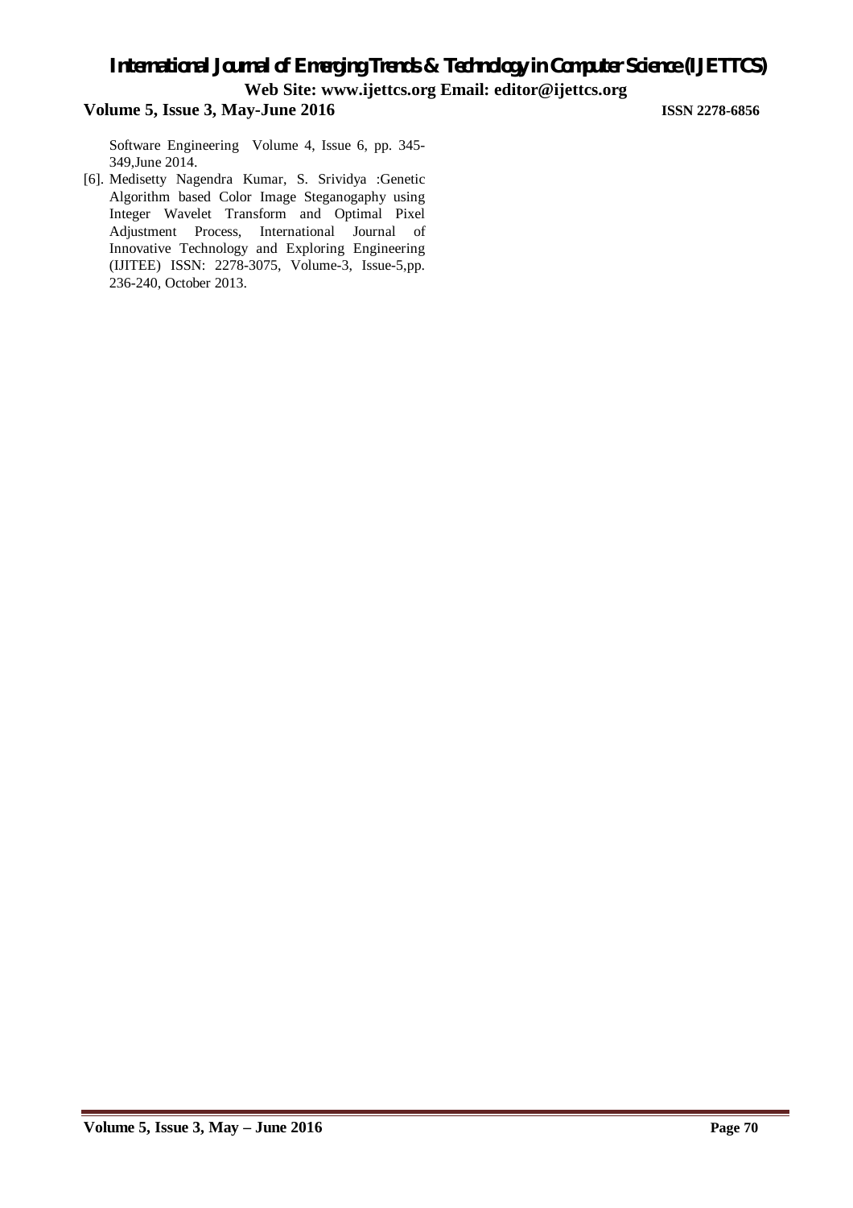Software Engineering Volume 4, Issue 6, pp. 345-349,June 2014.

[6]. Medisetty Nagendra Kumar, S. Srividya :Genetic Algorithm based Color Image Steganogaphy using Integer Wavelet Transform and Optimal Pixel Adjustment Process, International Journal of Innovative Technology and Exploring Engineering (IJITEE) ISSN: 2278-3075, Volume-3, Issue-5,pp. 236-240, October 2013.